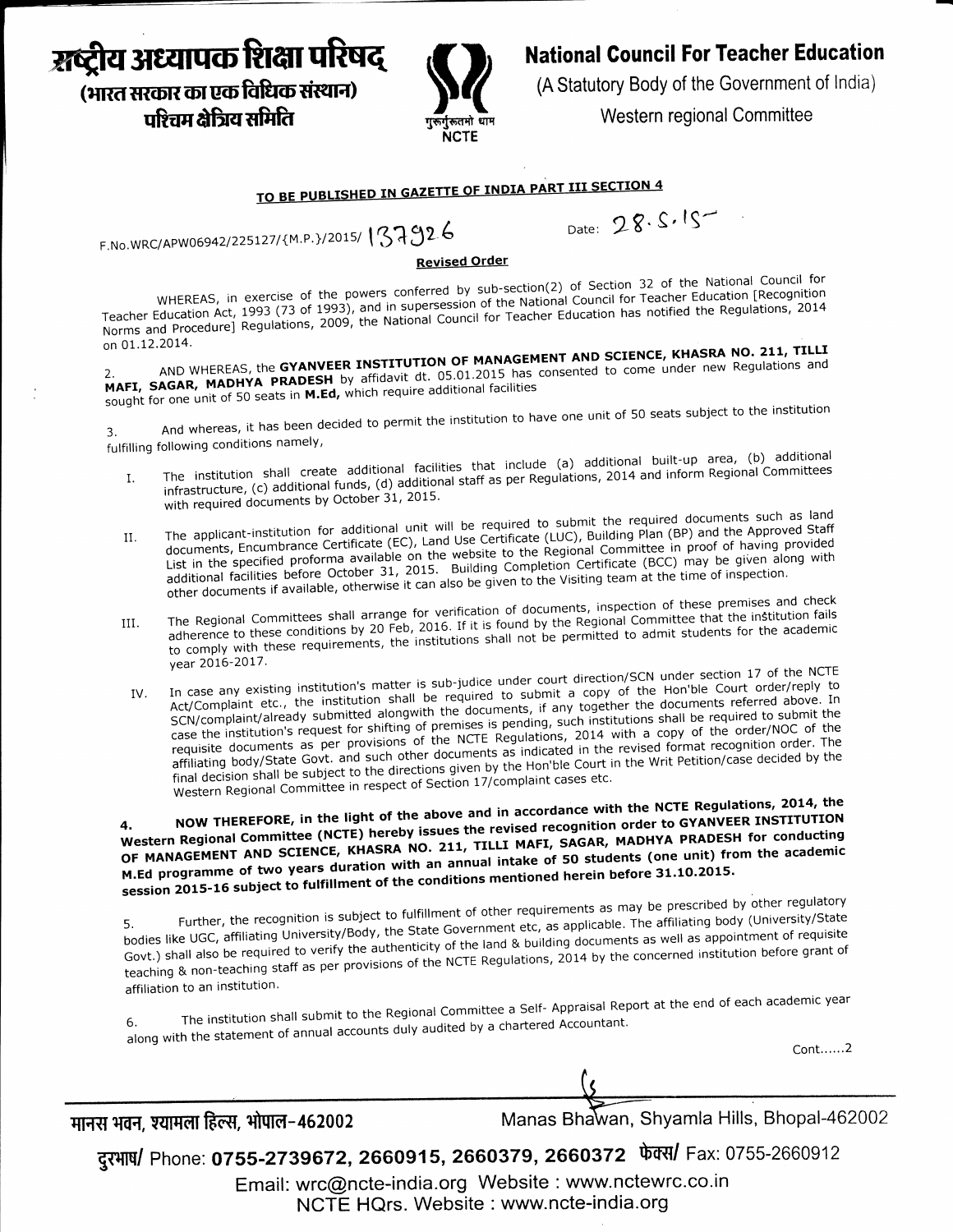# राष्ट्रीय अध्यापक शिक्षा परिषद्
(भारत सरकार का एक विधिक संस्थान)
पश्चिम क्षेत्रिय समिति

# National Council For Teacher Education
(A Statutory Body of the Government of India)
Western regional Committee

**TO BE PUBLISHED IN GAZETTE OF INDIA PART III SECTION 4**

F.No.WRC/APW06942/225127/{M.P.}/2015/ 137926

Date: 28.5.15

**Revised Order**

WHEREAS, in exercise of the powers conferred by sub-section(2) of Section 32 of the National Council for Teacher Education Act, 1993 (73 of 1993), and in supersession of the National Council for Teacher Education [Recognition Norms and Procedure] Regulations, 2009, the National Council for Teacher Education has notified the Regulations, 2014 on 01.12.2014.

2. AND WHEREAS, the **GYANVEER INSTITUTION OF MANAGEMENT AND SCIENCE, KHASRA NO. 211, TILLI MAFI, SAGAR, MADHYA PRADESH** by affidavit dt. 05.01.2015 has consented to come under new Regulations and sought for one unit of 50 seats in **M.Ed,** which require additional facilities

3. And whereas, it has been decided to permit the institution to have one unit of 50 seats subject to the institution fulfilling following conditions namely,

I. The institution shall create additional facilities that include (a) additional built-up area, (b) additional infrastructure, (c) additional funds, (d) additional staff as per Regulations, 2014 and inform Regional Committees with required documents by October 31, 2015.

II. The applicant-institution for additional unit will be required to submit the required documents such as land documents, Encumbrance Certificate (EC), Land Use Certificate (LUC), Building Plan (BP) and the Approved Staff List in the specified proforma available on the website to the Regional Committee in proof of having provided additional facilities before October 31, 2015. Building Completion Certificate (BCC) may be given along with other documents if available, otherwise it can also be given to the Visiting team at the time of inspection.

III. The Regional Committees shall arrange for verification of documents, inspection of these premises and check adherence to these conditions by 20 Feb, 2016. If it is found by the Regional Committee that the institution fails to comply with these requirements, the institutions shall not be permitted to admit students for the academic year 2016-2017.

IV. In case any existing institution's matter is sub-judice under court direction/SCN under section 17 of the NCTE Act/Complaint etc., the institution shall be required to submit a copy of the Hon'ble Court order/reply to SCN/complaint/already submitted alongwith the documents, if any together the documents referred above. In case the institution's request for shifting of premises is pending, such institutions shall be required to submit the requisite documents as per provisions of the NCTE Regulations, 2014 with a copy of the order/NOC of the affiliating body/State Govt. and such other documents as indicated in the revised format recognition order. The final decision shall be subject to the directions given by the Hon'ble Court in the Writ Petition/case decided by the Western Regional Committee in respect of Section 17/complaint cases etc.

4. **NOW THEREFORE, in the light of the above and in accordance with the NCTE Regulations, 2014, the Western Regional Committee (NCTE) hereby issues the revised recognition order to GYANVEER INSTITUTION OF MANAGEMENT AND SCIENCE, KHASRA NO. 211, TILLI MAFI, SAGAR, MADHYA PRADESH for conducting M.Ed programme of two years duration with an annual intake of 50 students (one unit) from the academic session 2015-16 subject to fulfillment of the conditions mentioned herein before 31.10.2015.**

5. Further, the recognition is subject to fulfillment of other requirements as may be prescribed by other regulatory bodies like UGC, affiliating University/Body, the State Government etc, as applicable. The affiliating body (University/State Govt.) shall also be required to verify the authenticity of the land & building documents as well as appointment of requisite teaching & non-teaching staff as per provisions of the NCTE Regulations, 2014 by the concerned institution before grant of affiliation to an institution.

6. The institution shall submit to the Regional Committee a Self- Appraisal Report at the end of each academic year along with the statement of annual accounts duly audited by a chartered Accountant.

Cont......2

मानस भवन, श्यामला हिल्स, भोपाल-462002 Manas Bhawan, Shyamla Hills, Bhopal-462002

दुरभाष/ Phone: 0755-2739672, 2660915, 2660379, 2660372 फेक्स/ Fax: 0755-2660912

Email: wrc@ncte-india.org Website : www.nctewrc.co.in

NCTE HQrs. Website : www.ncte-india.org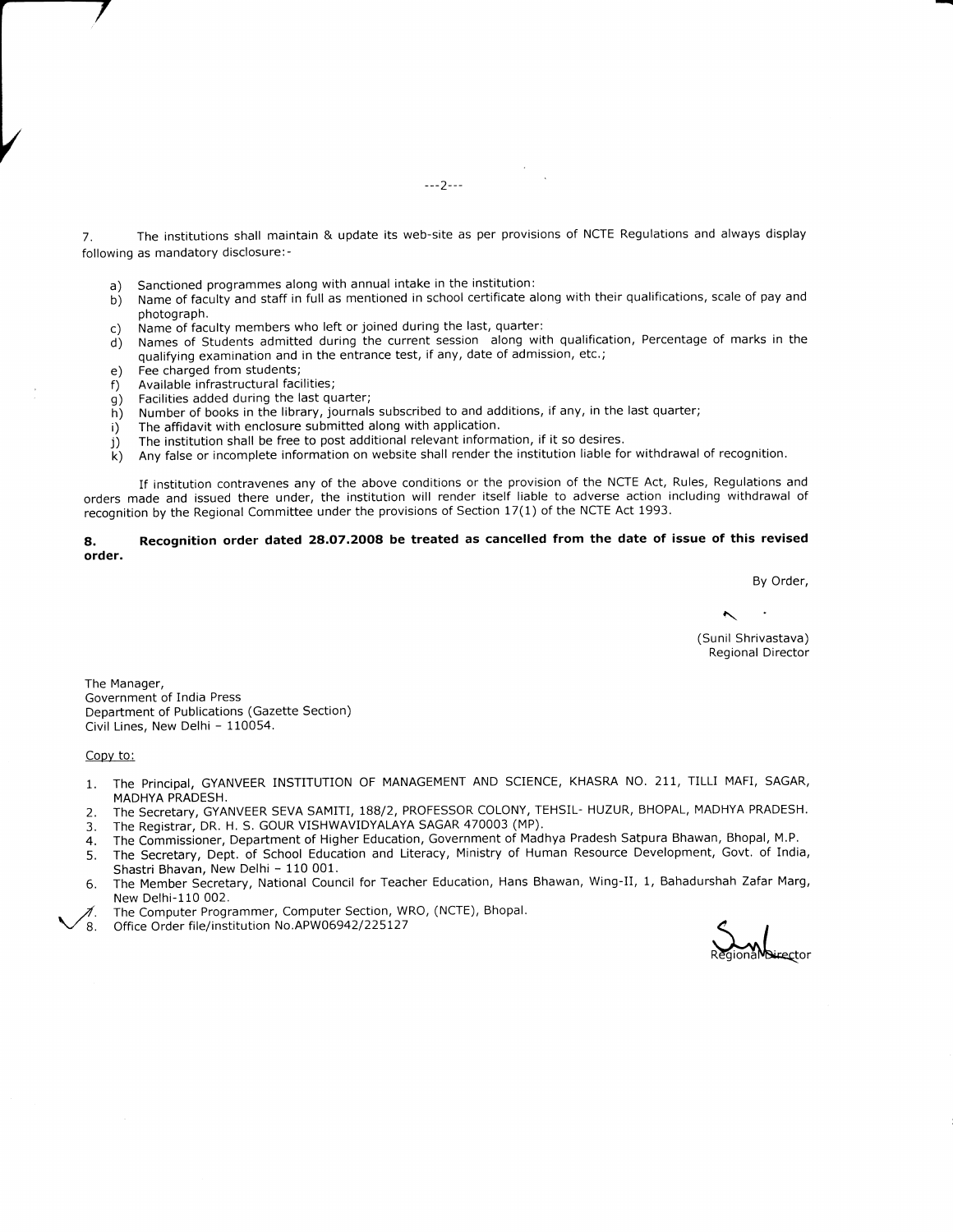7. The institutions shall maintain & update its web-site as per provisions of NCTE Regulations and always display following as mandatory disclosure:-

a) Sanctioned programmes along with annual intake in the institution:
b) Name of faculty and staff in full as mentioned in school certificate along with their qualifications, scale of pay and photograph.
c) Name of faculty members who left or joined during the last, quarter:
d) Names of Students admitted during the current session along with qualification, Percentage of marks in the qualifying examination and in the entrance test, if any, date of admission, etc.;
e) Fee charged from students;
f) Available infrastructural facilities;
g) Facilities added during the last quarter;
h) Number of books in the library, journals subscribed to and additions, if any, in the last quarter;
i) The affidavit with enclosure submitted along with application.
j) The institution shall be free to post additional relevant information, if it so desires.
k) Any false or incomplete information on website shall render the institution liable for withdrawal of recognition.

If institution contravenes any of the above conditions or the provision of the NCTE Act, Rules, Regulations and orders made and issued there under, the institution will render itself liable to adverse action including withdrawal of recognition by the Regional Committee under the provisions of Section 17(1) of the NCTE Act 1993.

**8. Recognition order dated 28.07.2008 be treated as cancelled from the date of issue of this revised order.**

By Order,

(Sunil Shrivastava)
Regional Director

The Manager,
Government of India Press
Department of Publications (Gazette Section)
Civil Lines, New Delhi – 110054.

Copy to:

1. The Principal, GYANVEER INSTITUTION OF MANAGEMENT AND SCIENCE, KHASRA NO. 211, TILLI MAFI, SAGAR, MADHYA PRADESH.
2. The Secretary, GYANVEER SEVA SAMITI, 188/2, PROFESSOR COLONY, TEHSIL- HUZUR, BHOPAL, MADHYA PRADESH.
3. The Registrar, DR. H. S. GOUR VISHWAVIDYALAYA SAGAR 470003 (MP).
4. The Commissioner, Department of Higher Education, Government of Madhya Pradesh Satpura Bhawan, Bhopal, M.P.
5. The Secretary, Dept. of School Education and Literacy, Ministry of Human Resource Development, Govt. of India, Shastri Bhavan, New Delhi – 110 001.
6. The Member Secretary, National Council for Teacher Education, Hans Bhawan, Wing-II, 1, Bahadurshah Zafar Marg, New Delhi-110 002.
7. The Computer Programmer, Computer Section, WRO, (NCTE), Bhopal.
8. Office Order file/institution No.APW06942/225127

Regional Director